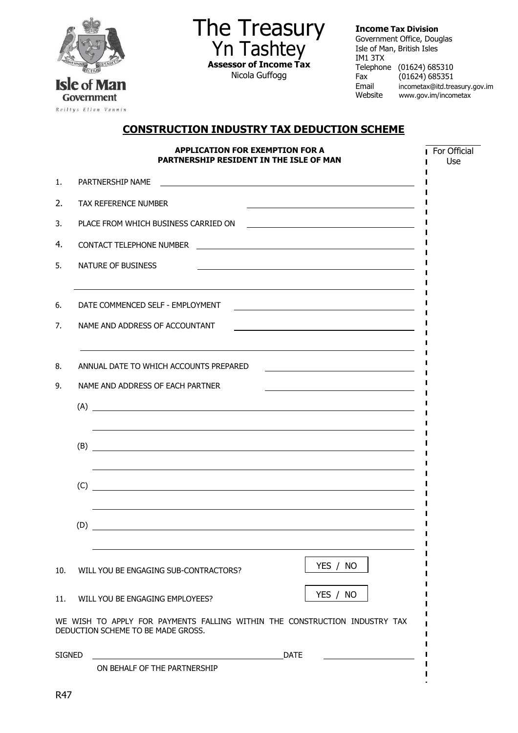Isle of Man Government

Reiltys Ellan Vannin

# The Treasury
## Yn Tashtey

**Assessor of Income Tax**
Nicola Guffogg

**Income Tax Division**
Government Office, Douglas
Isle of Man, British Isles
IM1 3TX
Telephone (01624) 685310
Fax (01624) 685351
Email incometax@itd.treasury.gov.im
Website www.gov.im/incometax

## CONSTRUCTION INDUSTRY TAX DEDUCTION SCHEME

**APPLICATION FOR EXEMPTION FOR A PARTNERSHIP RESIDENT IN THE ISLE OF MAN**

For Official Use

1. PARTNERSHIP NAME ______________________

2. TAX REFERENCE NUMBER ______________________

3. PLACE FROM WHICH BUSINESS CARRIED ON ______________________

4. CONTACT TELEPHONE NUMBER ______________________

5. NATURE OF BUSINESS ______________________

6. DATE COMMENCED SELF - EMPLOYMENT ______________________

7. NAME AND ADDRESS OF ACCOUNTANT ______________________

8. ANNUAL DATE TO WHICH ACCOUNTS PREPARED ______________________

9. NAME AND ADDRESS OF EACH PARTNER ______________________

   (A) ______________________

   (B) ______________________

   (C) ______________________

   (D) ______________________

10. WILL YOU BE ENGAGING SUB-CONTRACTORS? YES / NO

11. WILL YOU BE ENGAGING EMPLOYEES? YES / NO

WE WISH TO APPLY FOR PAYMENTS FALLING WITHIN THE CONSTRUCTION INDUSTRY TAX DEDUCTION SCHEME TO BE MADE GROSS.

SIGNED ______________________ DATE ______________________

ON BEHALF OF THE PARTNERSHIP

R47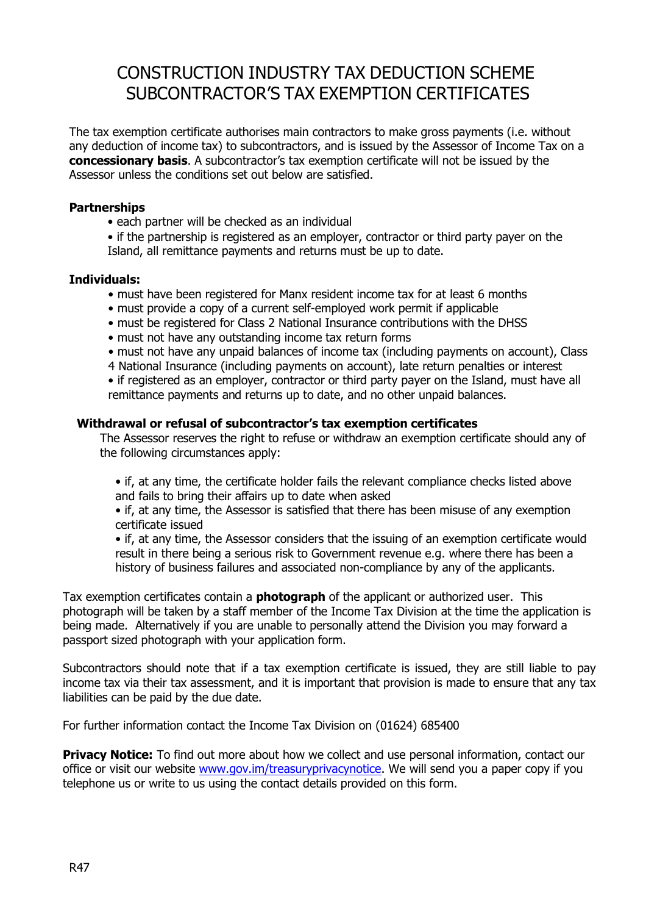# CONSTRUCTION INDUSTRY TAX DEDUCTION SCHEME SUBCONTRACTOR'S TAX EXEMPTION CERTIFICATES

The tax exemption certificate authorises main contractors to make gross payments (i.e. without any deduction of income tax) to subcontractors, and is issued by the Assessor of Income Tax on a **concessionary basis**. A subcontractor's tax exemption certificate will not be issued by the Assessor unless the conditions set out below are satisfied.

**Partnerships**

- each partner will be checked as an individual
- if the partnership is registered as an employer, contractor or third party payer on the Island, all remittance payments and returns must be up to date.

**Individuals:**

- must have been registered for Manx resident income tax for at least 6 months
- must provide a copy of a current self-employed work permit if applicable
- must be registered for Class 2 National Insurance contributions with the DHSS
- must not have any outstanding income tax return forms
- must not have any unpaid balances of income tax (including payments on account), Class 4 National Insurance (including payments on account), late return penalties or interest
- if registered as an employer, contractor or third party payer on the Island, must have all remittance payments and returns up to date, and no other unpaid balances.

**Withdrawal or refusal of subcontractor's tax exemption certificates**

The Assessor reserves the right to refuse or withdraw an exemption certificate should any of the following circumstances apply:

- if, at any time, the certificate holder fails the relevant compliance checks listed above and fails to bring their affairs up to date when asked
- if, at any time, the Assessor is satisfied that there has been misuse of any exemption certificate issued
- if, at any time, the Assessor considers that the issuing of an exemption certificate would result in there being a serious risk to Government revenue e.g. where there has been a history of business failures and associated non-compliance by any of the applicants.

Tax exemption certificates contain a **photograph** of the applicant or authorized user. This photograph will be taken by a staff member of the Income Tax Division at the time the application is being made. Alternatively if you are unable to personally attend the Division you may forward a passport sized photograph with your application form.

Subcontractors should note that if a tax exemption certificate is issued, they are still liable to pay income tax via their tax assessment, and it is important that provision is made to ensure that any tax liabilities can be paid by the due date.

For further information contact the Income Tax Division on (01624) 685400

**Privacy Notice:** To find out more about how we collect and use personal information, contact our office or visit our website www.gov.im/treasuryprivacynotice. We will send you a paper copy if you telephone us or write to us using the contact details provided on this form.

R47